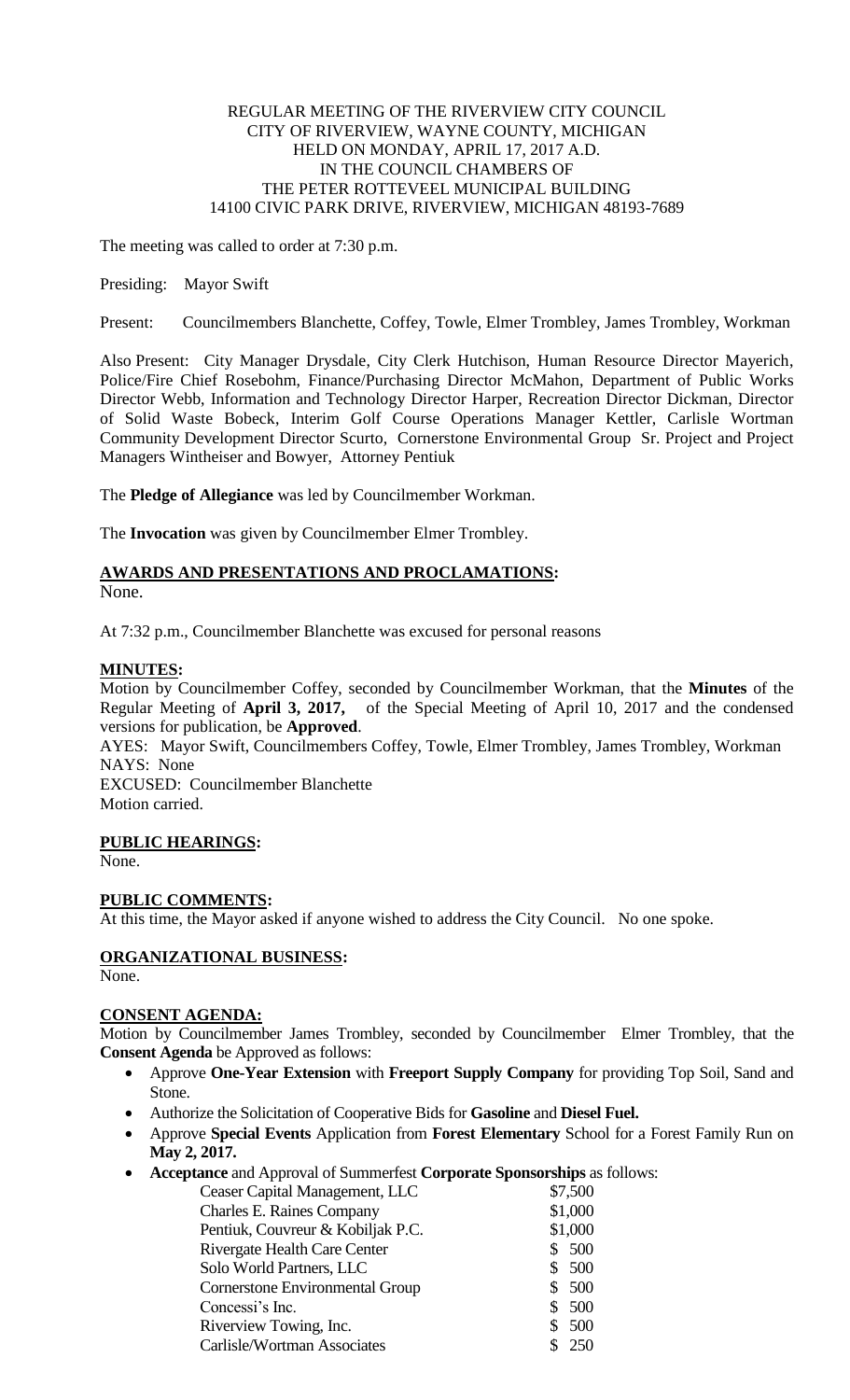REGULAR MEETING OF THE RIVERVIEW CITY COUNCIL
CITY OF RIVERVIEW, WAYNE COUNTY, MICHIGAN
HELD ON MONDAY, APRIL 17, 2017 A.D.
IN THE COUNCIL CHAMBERS OF
THE PETER ROTTEVEEL MUNICIPAL BUILDING
14100 CIVIC PARK DRIVE, RIVERVIEW, MICHIGAN 48193-7689

The meeting was called to order at 7:30 p.m.

Presiding: Mayor Swift

Present: Councilmembers Blanchette, Coffey, Towle, Elmer Trombley, James Trombley, Workman

Also Present: City Manager Drysdale, City Clerk Hutchison, Human Resource Director Mayerich, Police/Fire Chief Rosebohm, Finance/Purchasing Director McMahon, Department of Public Works Director Webb, Information and Technology Director Harper, Recreation Director Dickman, Director of Solid Waste Bobeck, Interim Golf Course Operations Manager Kettler, Carlisle Wortman Community Development Director Scurto, Cornerstone Environmental Group Sr. Project and Project Managers Wintheiser and Bowyer, Attorney Pentiuk

The **Pledge of Allegiance** was led by Councilmember Workman.

The **Invocation** was given by Councilmember Elmer Trombley.

**AWARDS AND PRESENTATIONS AND PROCLAMATIONS:**
None.

At 7:32 p.m., Councilmember Blanchette was excused for personal reasons

**MINUTES:**
Motion by Councilmember Coffey, seconded by Councilmember Workman, that the **Minutes** of the Regular Meeting of **April 3, 2017,** of the Special Meeting of April 10, 2017 and the condensed versions for publication, be **Approved**.
AYES: Mayor Swift, Councilmembers Coffey, Towle, Elmer Trombley, James Trombley, Workman
NAYS: None
EXCUSED: Councilmember Blanchette
Motion carried.

**PUBLIC HEARINGS:**
None.

**PUBLIC COMMENTS:**
At this time, the Mayor asked if anyone wished to address the City Council. No one spoke.

**ORGANIZATIONAL BUSINESS:**
None.

**CONSENT AGENDA:**
Motion by Councilmember James Trombley, seconded by Councilmember Elmer Trombley, that the **Consent Agenda** be Approved as follows:

- Approve **One-Year Extension** with **Freeport Supply Company** for providing Top Soil, Sand and Stone.
- Authorize the Solicitation of Cooperative Bids for **Gasoline** and **Diesel Fuel.**
- Approve **Special Events** Application from **Forest Elementary** School for a Forest Family Run on **May 2, 2017.**
- **Acceptance** and Approval of Summerfest **Corporate Sponsorships** as follows:

| | |
|---|---|
| Ceaser Capital Management, LLC | $7,500 |
| Charles E. Raines Company | $1,000 |
| Pentiuk, Couvreur & Kobiljak P.C. | $1,000 |
| Rivergate Health Care Center | $ 500 |
| Solo World Partners, LLC | $ 500 |
| Cornerstone Environmental Group | $ 500 |
| Concessi's Inc. | $ 500 |
| Riverview Towing, Inc. | $ 500 |
| Carlisle/Wortman Associates | $ 250 |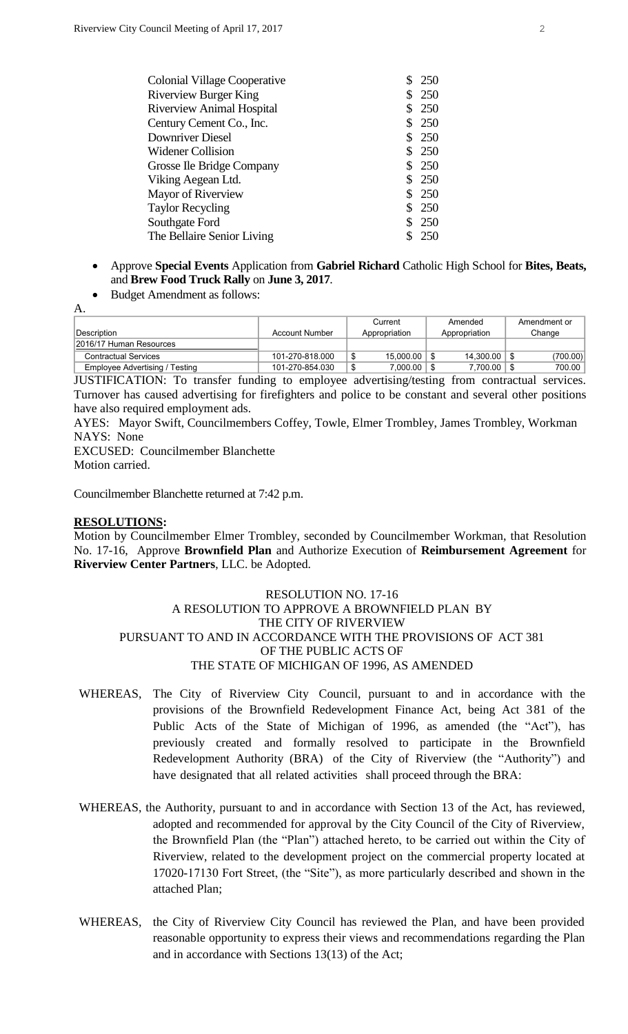| | |
|---|---|
| Colonial Village Cooperative | $ 250 |
| Riverview Burger King | $ 250 |
| Riverview Animal Hospital | $ 250 |
| Century Cement Co., Inc. | $ 250 |
| Downriver Diesel | $ 250 |
| Widener Collision | $ 250 |
| Grosse Ile Bridge Company | $ 250 |
| Viking Aegean Ltd. | $ 250 |
| Mayor of Riverview | $ 250 |
| Taylor Recycling | $ 250 |
| Southgate Ford | $ 250 |
| The Bellaire Senior Living | $ 250 |

- Approve **Special Events** Application from **Gabriel Richard** Catholic High School for **Bites, Beats,** and **Brew Food Truck Rally** on **June 3, 2017**.
- Budget Amendment as follows:

A.

| Description | Account Number | Current Appropriation | Amended Appropriation | Amendment or Change |
|---|---|---|---|---|
| 2016/17 Human Resources | | | | |
| Contractual Services | 101-270-818.000 | $ 15,000.00 | $ 14,300.00 | $ (700.00) |
| Employee Advertising / Testing | 101-270-854.030 | $ 7,000.00 | $ 7,700.00 | $ 700.00 |

JUSTIFICATION: To transfer funding to employee advertising/testing from contractual services. Turnover has caused advertising for firefighters and police to be constant and several other positions have also required employment ads.

AYES: Mayor Swift, Councilmembers Coffey, Towle, Elmer Trombley, James Trombley, Workman
NAYS: None
EXCUSED: Councilmember Blanchette
Motion carried.

Councilmember Blanchette returned at 7:42 p.m.

**RESOLUTIONS:**

Motion by Councilmember Elmer Trombley, seconded by Councilmember Workman, that Resolution No. 17-16, Approve **Brownfield Plan** and Authorize Execution of **Reimbursement Agreement** for **Riverview Center Partners**, LLC. be Adopted.

RESOLUTION NO. 17-16
A RESOLUTION TO APPROVE A BROWNFIELD PLAN BY
THE CITY OF RIVERVIEW
PURSUANT TO AND IN ACCORDANCE WITH THE PROVISIONS OF ACT 381
OF THE PUBLIC ACTS OF
THE STATE OF MICHIGAN OF 1996, AS AMENDED

WHEREAS, The City of Riverview City Council, pursuant to and in accordance with the provisions of the Brownfield Redevelopment Finance Act, being Act 381 of the Public Acts of the State of Michigan of 1996, as amended (the "Act"), has previously created and formally resolved to participate in the Brownfield Redevelopment Authority (BRA) of the City of Riverview (the "Authority") and have designated that all related activities shall proceed through the BRA:

WHEREAS, the Authority, pursuant to and in accordance with Section 13 of the Act, has reviewed, adopted and recommended for approval by the City Council of the City of Riverview, the Brownfield Plan (the "Plan") attached hereto, to be carried out within the City of Riverview, related to the development project on the commercial property located at 17020-17130 Fort Street, (the "Site"), as more particularly described and shown in the attached Plan;

WHEREAS, the City of Riverview City Council has reviewed the Plan, and have been provided reasonable opportunity to express their views and recommendations regarding the Plan and in accordance with Sections 13(13) of the Act;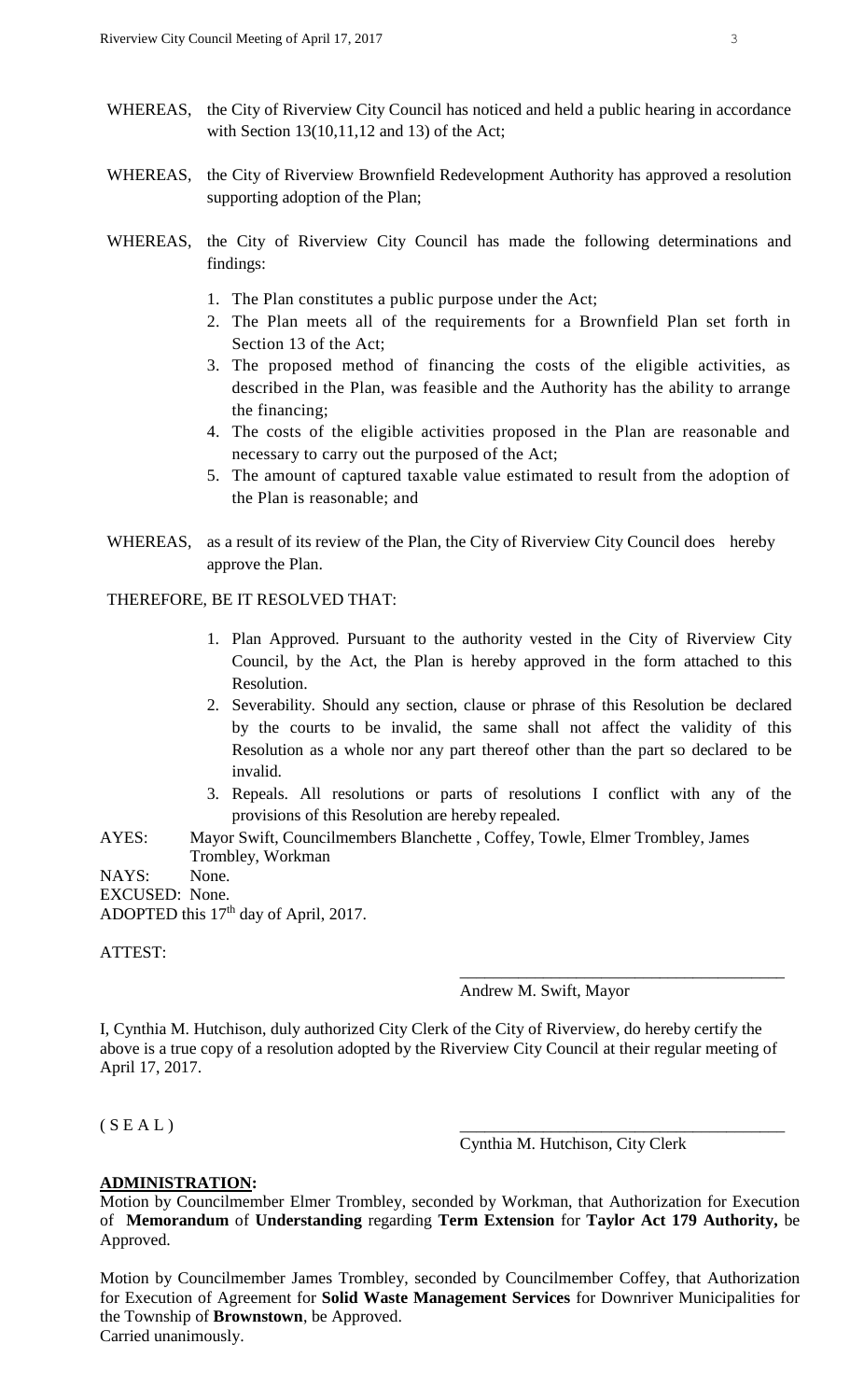WHEREAS, the City of Riverview City Council has noticed and held a public hearing in accordance with Section 13(10,11,12 and 13) of the Act;

WHEREAS, the City of Riverview Brownfield Redevelopment Authority has approved a resolution supporting adoption of the Plan;

WHEREAS, the City of Riverview City Council has made the following determinations and findings:

1. The Plan constitutes a public purpose under the Act;
2. The Plan meets all of the requirements for a Brownfield Plan set forth in Section 13 of the Act;
3. The proposed method of financing the costs of the eligible activities, as described in the Plan, was feasible and the Authority has the ability to arrange the financing;
4. The costs of the eligible activities proposed in the Plan are reasonable and necessary to carry out the purposed of the Act;
5. The amount of captured taxable value estimated to result from the adoption of the Plan is reasonable; and

WHEREAS, as a result of its review of the Plan, the City of Riverview City Council does hereby approve the Plan.

THEREFORE, BE IT RESOLVED THAT:

1. Plan Approved. Pursuant to the authority vested in the City of Riverview City Council, by the Act, the Plan is hereby approved in the form attached to this Resolution.
2. Severability. Should any section, clause or phrase of this Resolution be declared by the courts to be invalid, the same shall not affect the validity of this Resolution as a whole nor any part thereof other than the part so declared to be invalid.
3. Repeals. All resolutions or parts of resolutions I conflict with any of the provisions of this Resolution are hereby repealed.

AYES: Mayor Swift, Councilmembers Blanchette , Coffey, Towle, Elmer Trombley, James Trombley, Workman
NAYS: None.
EXCUSED: None.
ADOPTED this 17th day of April, 2017.

ATTEST:

\_\_\_\_\_\_\_\_\_\_\_\_\_\_\_\_\_\_\_\_\_\_\_\_\_\_\_\_\_\_\_\_\_\_\_\_\_\_\_\_
Andrew M. Swift, Mayor

I, Cynthia M. Hutchison, duly authorized City Clerk of the City of Riverview, do hereby certify the above is a true copy of a resolution adopted by the Riverview City Council at their regular meeting of April 17, 2017.

( S E A L )

\_\_\_\_\_\_\_\_\_\_\_\_\_\_\_\_\_\_\_\_\_\_\_\_\_\_\_\_\_\_\_\_\_\_\_\_\_\_\_\_
Cynthia M. Hutchison, City Clerk

**ADMINISTRATION:**

Motion by Councilmember Elmer Trombley, seconded by Workman, that Authorization for Execution of **Memorandum** of **Understanding** regarding **Term Extension** for **Taylor Act 179 Authority,** be Approved.

Motion by Councilmember James Trombley, seconded by Councilmember Coffey, that Authorization for Execution of Agreement for **Solid Waste Management Services** for Downriver Municipalities for the Township of **Brownstown**, be Approved.
Carried unanimously.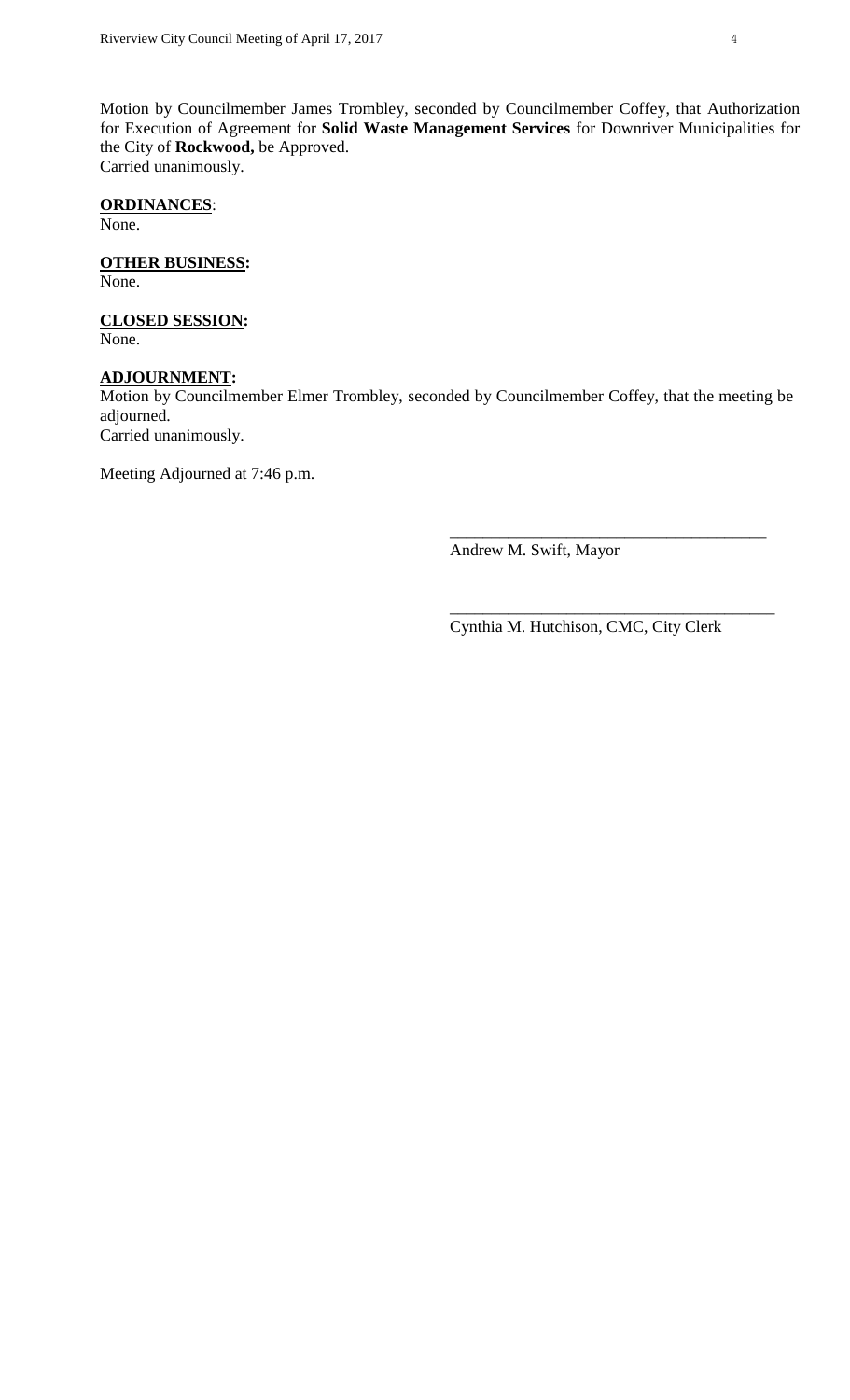Motion by Councilmember James Trombley, seconded by Councilmember Coffey, that Authorization for Execution of Agreement for **Solid Waste Management Services** for Downriver Municipalities for the City of **Rockwood,** be Approved.
Carried unanimously.

**ORDINANCES**:
None.

**OTHER BUSINESS:**
None.

**CLOSED SESSION:**
None.

**ADJOURNMENT:**
Motion by Councilmember Elmer Trombley, seconded by Councilmember Coffey, that the meeting be adjourned.
Carried unanimously.

Meeting Adjourned at 7:46 p.m.

_______________________________________
Andrew M. Swift, Mayor

_______________________________________
Cynthia M. Hutchison, CMC, City Clerk